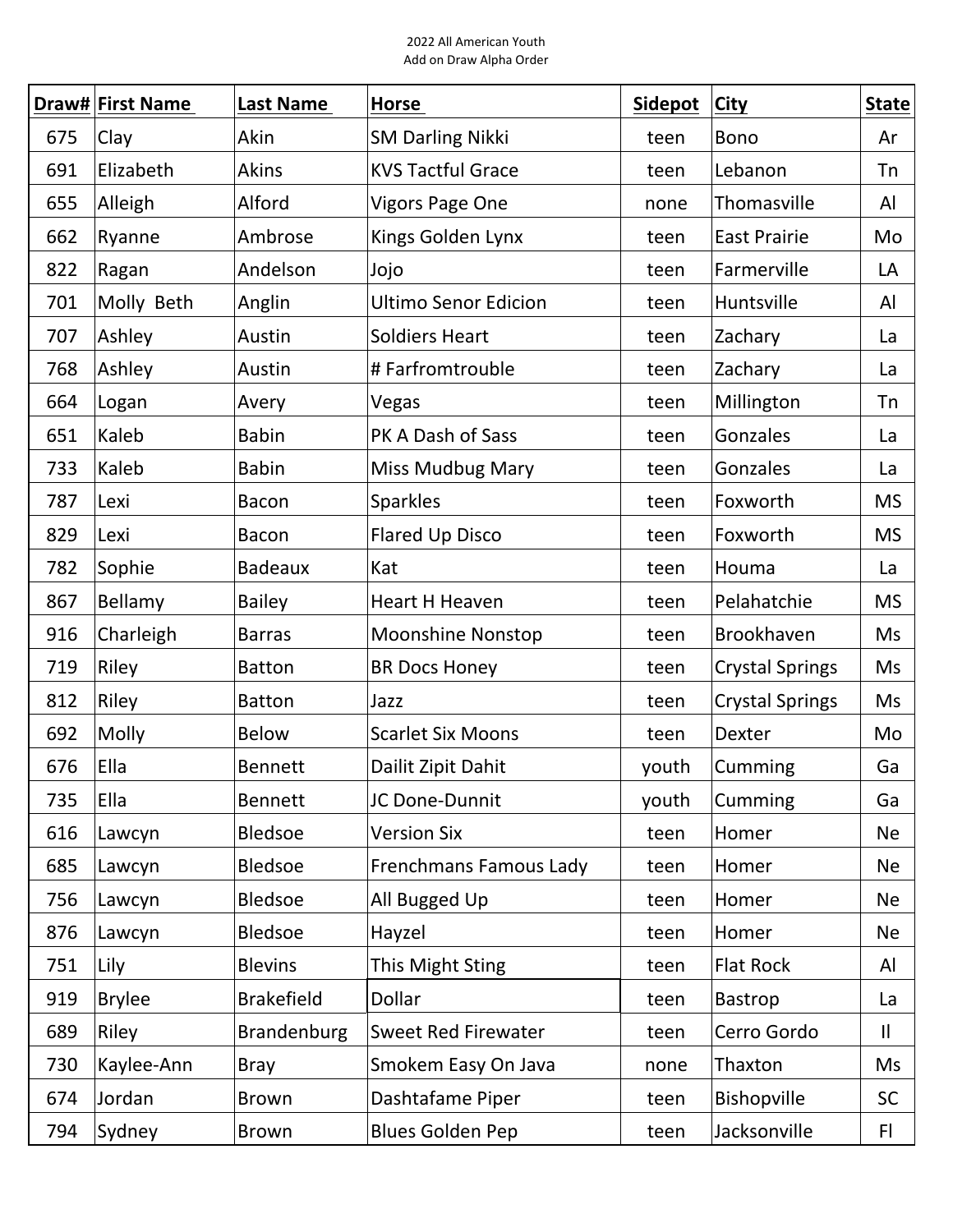2022 All American Youth
Add on Draw Alpha Order

| Draw# | First Name | Last Name | Horse | Sidepot | City | State |
|---|---|---|---|---|---|---|
| 675 | Clay | Akin | SM Darling Nikki | teen | Bono | Ar |
| 691 | Elizabeth | Akins | KVS Tactful Grace | teen | Lebanon | Tn |
| 655 | Alleigh | Alford | Vigors Page One | none | Thomasville | Al |
| 662 | Ryanne | Ambrose | Kings Golden Lynx | teen | East Prairie | Mo |
| 822 | Ragan | Andelson | Jojo | teen | Farmerville | LA |
| 701 | Molly Beth | Anglin | Ultimo Senor Edicion | teen | Huntsville | Al |
| 707 | Ashley | Austin | Soldiers Heart | teen | Zachary | La |
| 768 | Ashley | Austin | # Farfromtrouble | teen | Zachary | La |
| 664 | Logan | Avery | Vegas | teen | Millington | Tn |
| 651 | Kaleb | Babin | PK A Dash of Sass | teen | Gonzales | La |
| 733 | Kaleb | Babin | Miss Mudbug Mary | teen | Gonzales | La |
| 787 | Lexi | Bacon | Sparkles | teen | Foxworth | MS |
| 829 | Lexi | Bacon | Flared Up Disco | teen | Foxworth | MS |
| 782 | Sophie | Badeaux | Kat | teen | Houma | La |
| 867 | Bellamy | Bailey | Heart H Heaven | teen | Pelahatchie | MS |
| 916 | Charleigh | Barras | Moonshine Nonstop | teen | Brookhaven | Ms |
| 719 | Riley | Batton | BR Docs Honey | teen | Crystal Springs | Ms |
| 812 | Riley | Batton | Jazz | teen | Crystal Springs | Ms |
| 692 | Molly | Below | Scarlet Six Moons | teen | Dexter | Mo |
| 676 | Ella | Bennett | Dailit Zipit Dahit | youth | Cumming | Ga |
| 735 | Ella | Bennett | JC Done-Dunnit | youth | Cumming | Ga |
| 616 | Lawcyn | Bledsoe | Version Six | teen | Homer | Ne |
| 685 | Lawcyn | Bledsoe | Frenchmans Famous Lady | teen | Homer | Ne |
| 756 | Lawcyn | Bledsoe | All Bugged Up | teen | Homer | Ne |
| 876 | Lawcyn | Bledsoe | Hayzel | teen | Homer | Ne |
| 751 | Lily | Blevins | This Might Sting | teen | Flat Rock | Al |
| 919 | Brylee | Brakefield | Dollar | teen | Bastrop | La |
| 689 | Riley | Brandenburg | Sweet Red Firewater | teen | Cerro Gordo | Il |
| 730 | Kaylee-Ann | Bray | Smokem Easy On Java | none | Thaxton | Ms |
| 674 | Jordan | Brown | Dashtafame Piper | teen | Bishopville | SC |
| 794 | Sydney | Brown | Blues Golden Pep | teen | Jacksonville | Fl |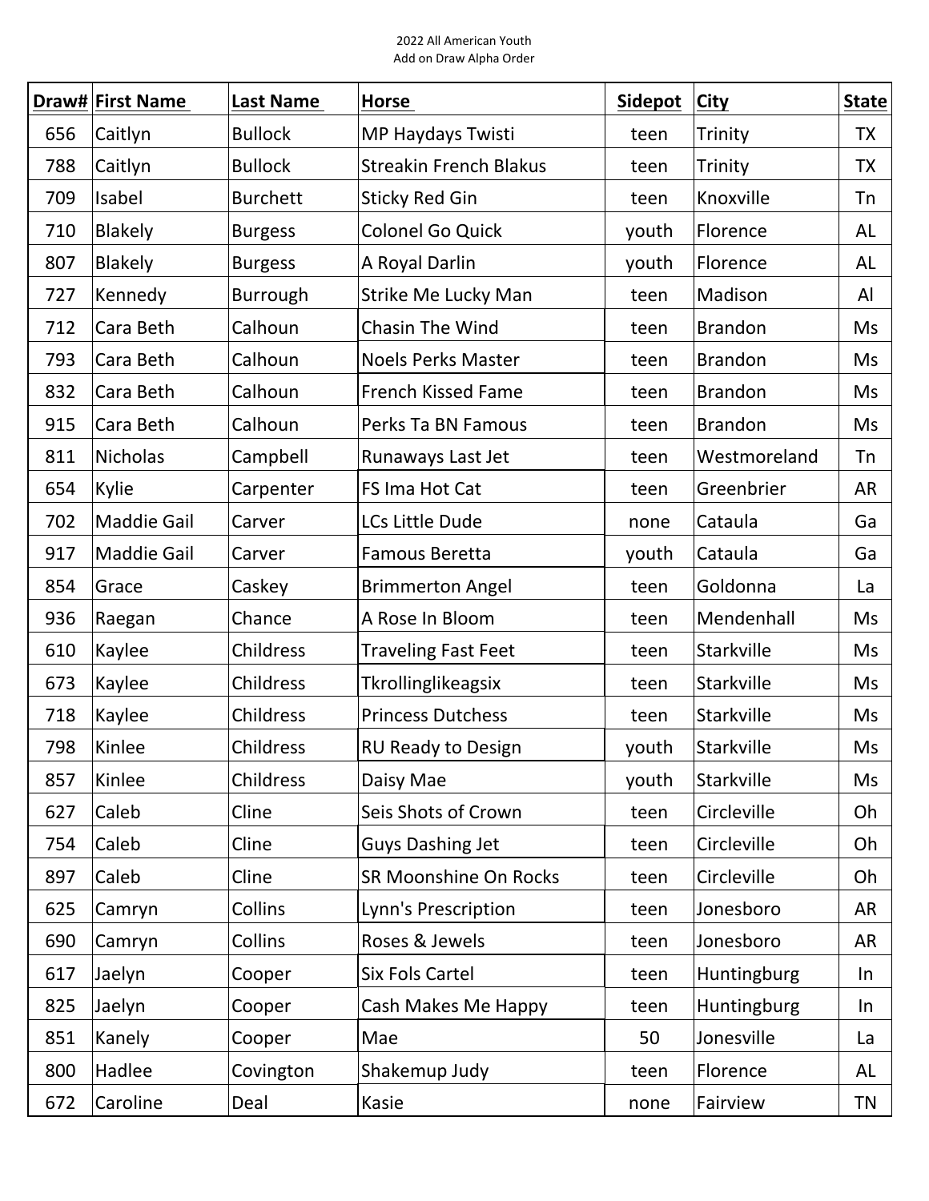2022 All American Youth
Add on Draw Alpha Order

| Draw# | First Name | Last Name | Horse | Sidepot | City | State |
|---|---|---|---|---|---|---|
| 656 | Caitlyn | Bullock | MP Haydays Twisti | teen | Trinity | TX |
| 788 | Caitlyn | Bullock | Streakin French Blakus | teen | Trinity | TX |
| 709 | Isabel | Burchett | Sticky Red Gin | teen | Knoxville | Tn |
| 710 | Blakely | Burgess | Colonel Go Quick | youth | Florence | AL |
| 807 | Blakely | Burgess | A Royal Darlin | youth | Florence | AL |
| 727 | Kennedy | Burrough | Strike Me Lucky Man | teen | Madison | Al |
| 712 | Cara Beth | Calhoun | Chasin The Wind | teen | Brandon | Ms |
| 793 | Cara Beth | Calhoun | Noels Perks Master | teen | Brandon | Ms |
| 832 | Cara Beth | Calhoun | French Kissed Fame | teen | Brandon | Ms |
| 915 | Cara Beth | Calhoun | Perks Ta BN Famous | teen | Brandon | Ms |
| 811 | Nicholas | Campbell | Runaways Last Jet | teen | Westmoreland | Tn |
| 654 | Kylie | Carpenter | FS Ima Hot Cat | teen | Greenbrier | AR |
| 702 | Maddie Gail | Carver | LCs Little Dude | none | Cataula | Ga |
| 917 | Maddie Gail | Carver | Famous Beretta | youth | Cataula | Ga |
| 854 | Grace | Caskey | Brimmerton Angel | teen | Goldonna | La |
| 936 | Raegan | Chance | A Rose In Bloom | teen | Mendenhall | Ms |
| 610 | Kaylee | Childress | Traveling Fast Feet | teen | Starkville | Ms |
| 673 | Kaylee | Childress | Tkrollinglikeagsix | teen | Starkville | Ms |
| 718 | Kaylee | Childress | Princess Dutchess | teen | Starkville | Ms |
| 798 | Kinlee | Childress | RU Ready to Design | youth | Starkville | Ms |
| 857 | Kinlee | Childress | Daisy Mae | youth | Starkville | Ms |
| 627 | Caleb | Cline | Seis Shots of Crown | teen | Circleville | Oh |
| 754 | Caleb | Cline | Guys Dashing Jet | teen | Circleville | Oh |
| 897 | Caleb | Cline | SR Moonshine On Rocks | teen | Circleville | Oh |
| 625 | Camryn | Collins | Lynn's Prescription | teen | Jonesboro | AR |
| 690 | Camryn | Collins | Roses & Jewels | teen | Jonesboro | AR |
| 617 | Jaelyn | Cooper | Six Fols Cartel | teen | Huntingburg | In |
| 825 | Jaelyn | Cooper | Cash Makes Me Happy | teen | Huntingburg | In |
| 851 | Kanely | Cooper | Mae | 50 | Jonesville | La |
| 800 | Hadlee | Covington | Shakemup Judy | teen | Florence | AL |
| 672 | Caroline | Deal | Kasie | none | Fairview | TN |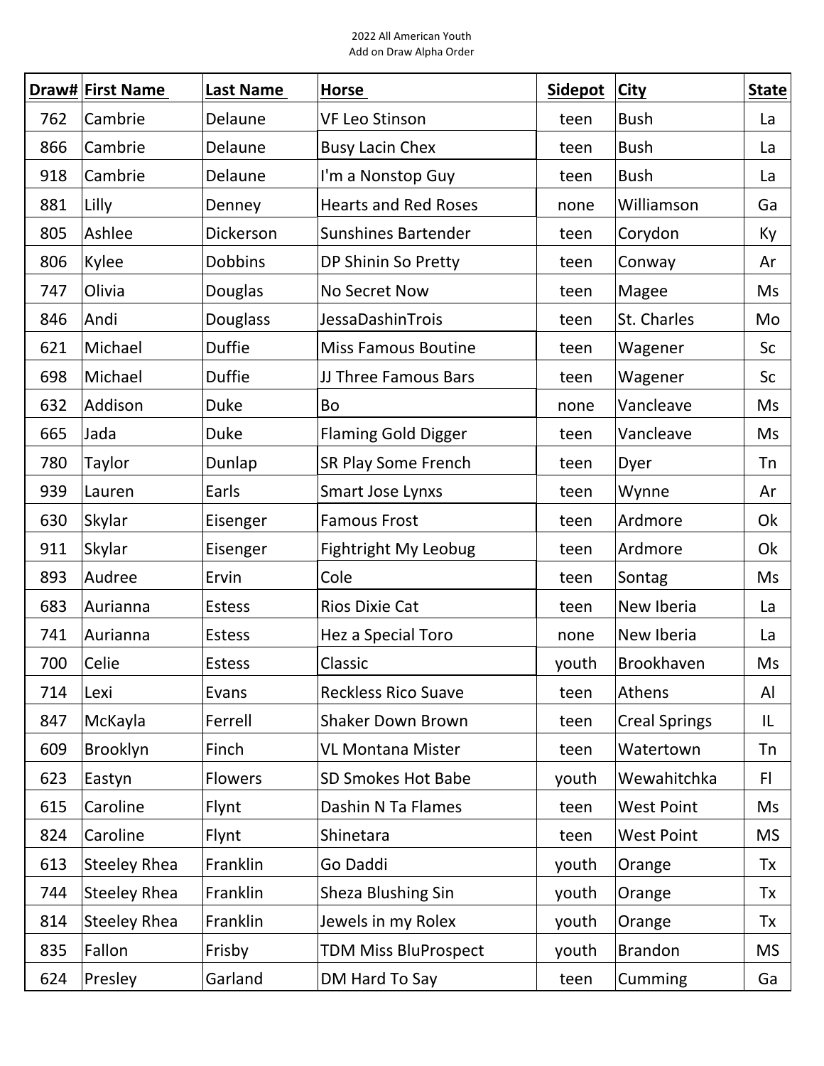2022 All American Youth
Add on Draw Alpha Order

| Draw# | First Name | Last Name | Horse | Sidepot | City | State |
|---|---|---|---|---|---|---|
| 762 | Cambrie | Delaune | VF Leo Stinson | teen | Bush | La |
| 866 | Cambrie | Delaune | Busy Lacin Chex | teen | Bush | La |
| 918 | Cambrie | Delaune | I'm a Nonstop Guy | teen | Bush | La |
| 881 | Lilly | Denney | Hearts and Red Roses | none | Williamson | Ga |
| 805 | Ashlee | Dickerson | Sunshines Bartender | teen | Corydon | Ky |
| 806 | Kylee | Dobbins | DP Shinin So Pretty | teen | Conway | Ar |
| 747 | Olivia | Douglas | No Secret Now | teen | Magee | Ms |
| 846 | Andi | Douglass | JessaDashinTrois | teen | St. Charles | Mo |
| 621 | Michael | Duffie | Miss Famous Boutine | teen | Wagener | Sc |
| 698 | Michael | Duffie | JJ Three Famous Bars | teen | Wagener | Sc |
| 632 | Addison | Duke | Bo | none | Vancleave | Ms |
| 665 | Jada | Duke | Flaming Gold Digger | teen | Vancleave | Ms |
| 780 | Taylor | Dunlap | SR Play Some French | teen | Dyer | Tn |
| 939 | Lauren | Earls | Smart Jose Lynxs | teen | Wynne | Ar |
| 630 | Skylar | Eisenger | Famous Frost | teen | Ardmore | Ok |
| 911 | Skylar | Eisenger | Fightright My Leobug | teen | Ardmore | Ok |
| 893 | Audree | Ervin | Cole | teen | Sontag | Ms |
| 683 | Aurianna | Estess | Rios Dixie Cat | teen | New Iberia | La |
| 741 | Aurianna | Estess | Hez a Special Toro | none | New Iberia | La |
| 700 | Celie | Estess | Classic | youth | Brookhaven | Ms |
| 714 | Lexi | Evans | Reckless Rico Suave | teen | Athens | Al |
| 847 | McKayla | Ferrell | Shaker Down Brown | teen | Creal Springs | IL |
| 609 | Brooklyn | Finch | VL Montana Mister | teen | Watertown | Tn |
| 623 | Eastyn | Flowers | SD Smokes Hot Babe | youth | Wewahitchka | Fl |
| 615 | Caroline | Flynt | Dashin N Ta Flames | teen | West Point | Ms |
| 824 | Caroline | Flynt | Shinetara | teen | West Point | MS |
| 613 | Steeley Rhea | Franklin | Go Daddi | youth | Orange | Tx |
| 744 | Steeley Rhea | Franklin | Sheza Blushing Sin | youth | Orange | Tx |
| 814 | Steeley Rhea | Franklin | Jewels in my Rolex | youth | Orange | Tx |
| 835 | Fallon | Frisby | TDM Miss BluProspect | youth | Brandon | MS |
| 624 | Presley | Garland | DM Hard To Say | teen | Cumming | Ga |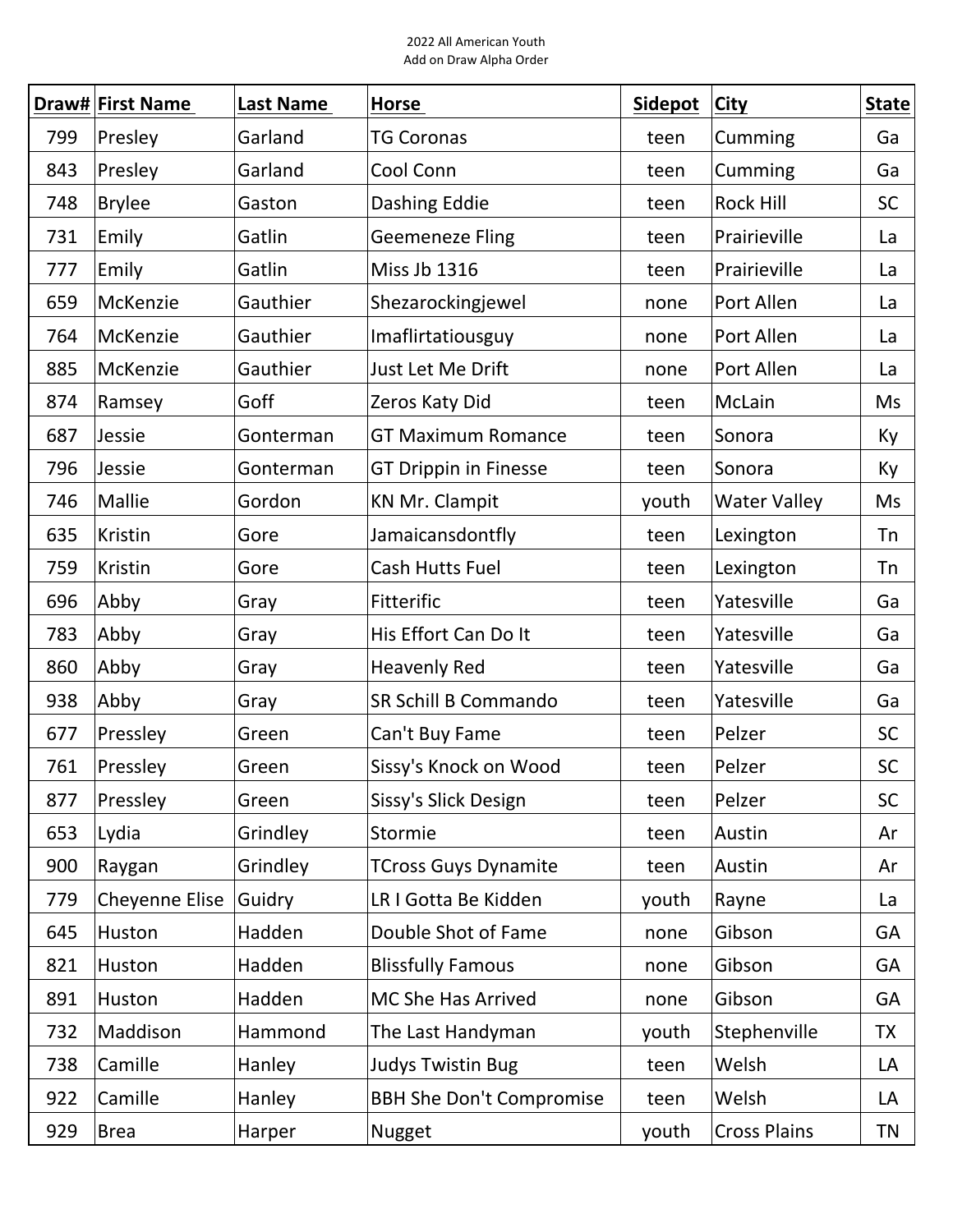2022 All American Youth
Add on Draw Alpha Order

| Draw# | First Name | Last Name | Horse | Sidepot | City | State |
|---|---|---|---|---|---|---|
| 799 | Presley | Garland | TG Coronas | teen | Cumming | Ga |
| 843 | Presley | Garland | Cool Conn | teen | Cumming | Ga |
| 748 | Brylee | Gaston | Dashing Eddie | teen | Rock Hill | SC |
| 731 | Emily | Gatlin | Geemeneze Fling | teen | Prairieville | La |
| 777 | Emily | Gatlin | Miss Jb 1316 | teen | Prairieville | La |
| 659 | McKenzie | Gauthier | Shezarockingjewel | none | Port Allen | La |
| 764 | McKenzie | Gauthier | Imaflirtatiousguy | none | Port Allen | La |
| 885 | McKenzie | Gauthier | Just Let Me Drift | none | Port Allen | La |
| 874 | Ramsey | Goff | Zeros Katy Did | teen | McLain | Ms |
| 687 | Jessie | Gonterman | GT Maximum Romance | teen | Sonora | Ky |
| 796 | Jessie | Gonterman | GT Drippin in Finesse | teen | Sonora | Ky |
| 746 | Mallie | Gordon | KN Mr. Clampit | youth | Water Valley | Ms |
| 635 | Kristin | Gore | Jamaicansdontfly | teen | Lexington | Tn |
| 759 | Kristin | Gore | Cash Hutts Fuel | teen | Lexington | Tn |
| 696 | Abby | Gray | Fitterific | teen | Yatesville | Ga |
| 783 | Abby | Gray | His Effort Can Do It | teen | Yatesville | Ga |
| 860 | Abby | Gray | Heavenly Red | teen | Yatesville | Ga |
| 938 | Abby | Gray | SR Schill B Commando | teen | Yatesville | Ga |
| 677 | Pressley | Green | Can't Buy Fame | teen | Pelzer | SC |
| 761 | Pressley | Green | Sissy's Knock on Wood | teen | Pelzer | SC |
| 877 | Pressley | Green | Sissy's Slick Design | teen | Pelzer | SC |
| 653 | Lydia | Grindley | Stormie | teen | Austin | Ar |
| 900 | Raygan | Grindley | TCross Guys Dynamite | teen | Austin | Ar |
| 779 | Cheyenne Elise | Guidry | LR I Gotta Be Kidden | youth | Rayne | La |
| 645 | Huston | Hadden | Double Shot of Fame | none | Gibson | GA |
| 821 | Huston | Hadden | Blissfully Famous | none | Gibson | GA |
| 891 | Huston | Hadden | MC She Has Arrived | none | Gibson | GA |
| 732 | Maddison | Hammond | The Last Handyman | youth | Stephenville | TX |
| 738 | Camille | Hanley | Judys Twistin Bug | teen | Welsh | LA |
| 922 | Camille | Hanley | BBH She Don't Compromise | teen | Welsh | LA |
| 929 | Brea | Harper | Nugget | youth | Cross Plains | TN |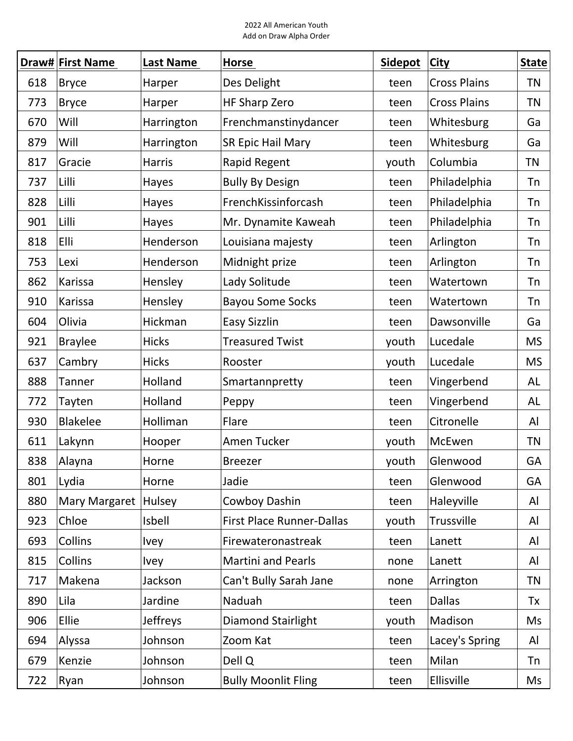2022 All American Youth
Add on Draw Alpha Order

| Draw# | First Name | Last Name | Horse | Sidepot | City | State |
|---|---|---|---|---|---|---|
| 618 | Bryce | Harper | Des Delight | teen | Cross Plains | TN |
| 773 | Bryce | Harper | HF Sharp Zero | teen | Cross Plains | TN |
| 670 | Will | Harrington | Frenchmanstinydancer | teen | Whitesburg | Ga |
| 879 | Will | Harrington | SR Epic Hail Mary | teen | Whitesburg | Ga |
| 817 | Gracie | Harris | Rapid Regent | youth | Columbia | TN |
| 737 | Lilli | Hayes | Bully By Design | teen | Philadelphia | Tn |
| 828 | Lilli | Hayes | FrenchKissinforcash | teen | Philadelphia | Tn |
| 901 | Lilli | Hayes | Mr. Dynamite Kaweah | teen | Philadelphia | Tn |
| 818 | Elli | Henderson | Louisiana majesty | teen | Arlington | Tn |
| 753 | Lexi | Henderson | Midnight prize | teen | Arlington | Tn |
| 862 | Karissa | Hensley | Lady Solitude | teen | Watertown | Tn |
| 910 | Karissa | Hensley | Bayou Some Socks | teen | Watertown | Tn |
| 604 | Olivia | Hickman | Easy Sizzlin | teen | Dawsonville | Ga |
| 921 | Braylee | Hicks | Treasured Twist | youth | Lucedale | MS |
| 637 | Cambry | Hicks | Rooster | youth | Lucedale | MS |
| 888 | Tanner | Holland | Smartannpretty | teen | Vingerbend | AL |
| 772 | Tayten | Holland | Peppy | teen | Vingerbend | AL |
| 930 | Blakelee | Holliman | Flare | teen | Citronelle | Al |
| 611 | Lakynn | Hooper | Amen Tucker | youth | McEwen | TN |
| 838 | Alayna | Horne | Breezer | youth | Glenwood | GA |
| 801 | Lydia | Horne | Jadie | teen | Glenwood | GA |
| 880 | Mary Margaret | Hulsey | Cowboy Dashin | teen | Haleyville | Al |
| 923 | Chloe | Isbell | First Place Runner-Dallas | youth | Trussville | Al |
| 693 | Collins | Ivey | Firewateronastreak | teen | Lanett | Al |
| 815 | Collins | Ivey | Martini and Pearls | none | Lanett | Al |
| 717 | Makena | Jackson | Can't Bully Sarah Jane | none | Arrington | TN |
| 890 | Lila | Jardine | Naduah | teen | Dallas | Tx |
| 906 | Ellie | Jeffreys | Diamond Stairlight | youth | Madison | Ms |
| 694 | Alyssa | Johnson | Zoom Kat | teen | Lacey's Spring | Al |
| 679 | Kenzie | Johnson | Dell Q | teen | Milan | Tn |
| 722 | Ryan | Johnson | Bully Moonlit Fling | teen | Ellisville | Ms |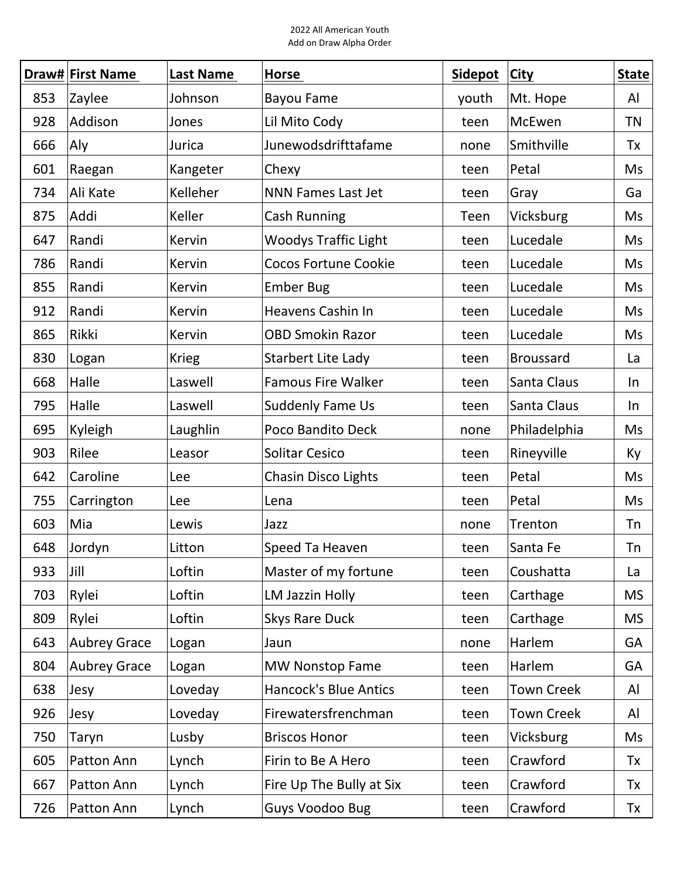2022 All American Youth
Add on Draw Alpha Order

| Draw# | First Name | Last Name | Horse | Sidepot | City | State |
|---|---|---|---|---|---|---|
| 853 | Zaylee | Johnson | Bayou Fame | youth | Mt. Hope | Al |
| 928 | Addison | Jones | Lil Mito Cody | teen | McEwen | TN |
| 666 | Aly | Jurica | Junewodsdrifttafame | none | Smithville | Tx |
| 601 | Raegan | Kangeter | Chexy | teen | Petal | Ms |
| 734 | Ali Kate | Kelleher | NNN Fames Last Jet | teen | Gray | Ga |
| 875 | Addi | Keller | Cash Running | Teen | Vicksburg | Ms |
| 647 | Randi | Kervin | Woodys Traffic Light | teen | Lucedale | Ms |
| 786 | Randi | Kervin | Cocos Fortune Cookie | teen | Lucedale | Ms |
| 855 | Randi | Kervin | Ember Bug | teen | Lucedale | Ms |
| 912 | Randi | Kervin | Heavens Cashin In | teen | Lucedale | Ms |
| 865 | Rikki | Kervin | OBD Smokin Razor | teen | Lucedale | Ms |
| 830 | Logan | Krieg | Starbert Lite Lady | teen | Broussard | La |
| 668 | Halle | Laswell | Famous Fire Walker | teen | Santa Claus | In |
| 795 | Halle | Laswell | Suddenly Fame Us | teen | Santa Claus | In |
| 695 | Kyleigh | Laughlin | Poco Bandito Deck | none | Philadelphia | Ms |
| 903 | Rilee | Leasor | Solitar Cesico | teen | Rineyville | Ky |
| 642 | Caroline | Lee | Chasin Disco Lights | teen | Petal | Ms |
| 755 | Carrington | Lee | Lena | teen | Petal | Ms |
| 603 | Mia | Lewis | Jazz | none | Trenton | Tn |
| 648 | Jordyn | Litton | Speed Ta Heaven | teen | Santa Fe | Tn |
| 933 | Jill | Loftin | Master of my fortune | teen | Coushatta | La |
| 703 | Rylei | Loftin | LM Jazzin Holly | teen | Carthage | MS |
| 809 | Rylei | Loftin | Skys Rare Duck | teen | Carthage | MS |
| 643 | Aubrey Grace | Logan | Jaun | none | Harlem | GA |
| 804 | Aubrey Grace | Logan | MW Nonstop Fame | teen | Harlem | GA |
| 638 | Jesy | Loveday | Hancock's Blue Antics | teen | Town Creek | Al |
| 926 | Jesy | Loveday | Firewatersfrenchman | teen | Town Creek | Al |
| 750 | Taryn | Lusby | Briscos Honor | teen | Vicksburg | Ms |
| 605 | Patton Ann | Lynch | Firin to Be A Hero | teen | Crawford | Tx |
| 667 | Patton Ann | Lynch | Fire Up The Bully at Six | teen | Crawford | Tx |
| 726 | Patton Ann | Lynch | Guys Voodoo Bug | teen | Crawford | Tx |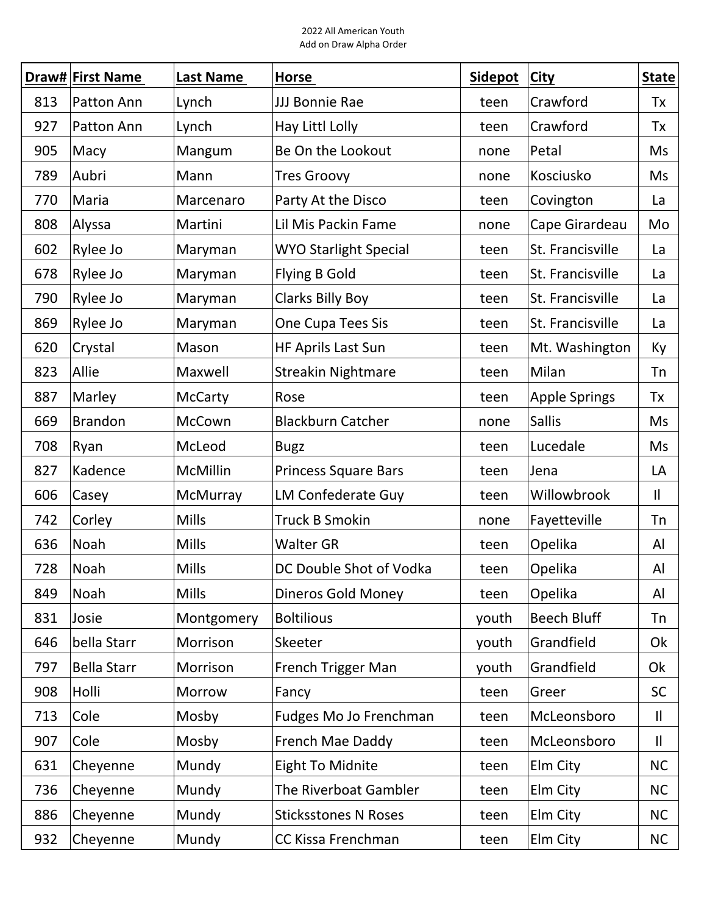2022 All American Youth
Add on Draw Alpha Order

| Draw# | First Name | Last Name | Horse | Sidepot | City | State |
|---|---|---|---|---|---|---|
| 813 | Patton Ann | Lynch | JJJ Bonnie Rae | teen | Crawford | Tx |
| 927 | Patton Ann | Lynch | Hay Littl Lolly | teen | Crawford | Tx |
| 905 | Macy | Mangum | Be On the Lookout | none | Petal | Ms |
| 789 | Aubri | Mann | Tres Groovy | none | Kosciusko | Ms |
| 770 | Maria | Marcenaro | Party At the Disco | teen | Covington | La |
| 808 | Alyssa | Martini | Lil Mis Packin Fame | none | Cape Girardeau | Mo |
| 602 | Rylee Jo | Maryman | WYO Starlight Special | teen | St. Francisville | La |
| 678 | Rylee Jo | Maryman | Flying B Gold | teen | St. Francisville | La |
| 790 | Rylee Jo | Maryman | Clarks Billy Boy | teen | St. Francisville | La |
| 869 | Rylee Jo | Maryman | One Cupa Tees Sis | teen | St. Francisville | La |
| 620 | Crystal | Mason | HF Aprils Last Sun | teen | Mt. Washington | Ky |
| 823 | Allie | Maxwell | Streakin Nightmare | teen | Milan | Tn |
| 887 | Marley | McCarty | Rose | teen | Apple Springs | Tx |
| 669 | Brandon | McCown | Blackburn Catcher | none | Sallis | Ms |
| 708 | Ryan | McLeod | Bugz | teen | Lucedale | Ms |
| 827 | Kadence | McMillin | Princess Square Bars | teen | Jena | LA |
| 606 | Casey | McMurray | LM Confederate Guy | teen | Willowbrook | Il |
| 742 | Corley | Mills | Truck B Smokin | none | Fayetteville | Tn |
| 636 | Noah | Mills | Walter GR | teen | Opelika | Al |
| 728 | Noah | Mills | DC Double Shot of Vodka | teen | Opelika | Al |
| 849 | Noah | Mills | Dineros Gold Money | teen | Opelika | Al |
| 831 | Josie | Montgomery | Boltilious | youth | Beech Bluff | Tn |
| 646 | bella Starr | Morrison | Skeeter | youth | Grandfield | Ok |
| 797 | Bella Starr | Morrison | French Trigger Man | youth | Grandfield | Ok |
| 908 | Holli | Morrow | Fancy | teen | Greer | SC |
| 713 | Cole | Mosby | Fudges Mo Jo Frenchman | teen | McLeonsboro | Il |
| 907 | Cole | Mosby | French Mae Daddy | teen | McLeonsboro | Il |
| 631 | Cheyenne | Mundy | Eight To Midnite | teen | Elm City | NC |
| 736 | Cheyenne | Mundy | The Riverboat Gambler | teen | Elm City | NC |
| 886 | Cheyenne | Mundy | Sticksstones N Roses | teen | Elm City | NC |
| 932 | Cheyenne | Mundy | CC Kissa Frenchman | teen | Elm City | NC |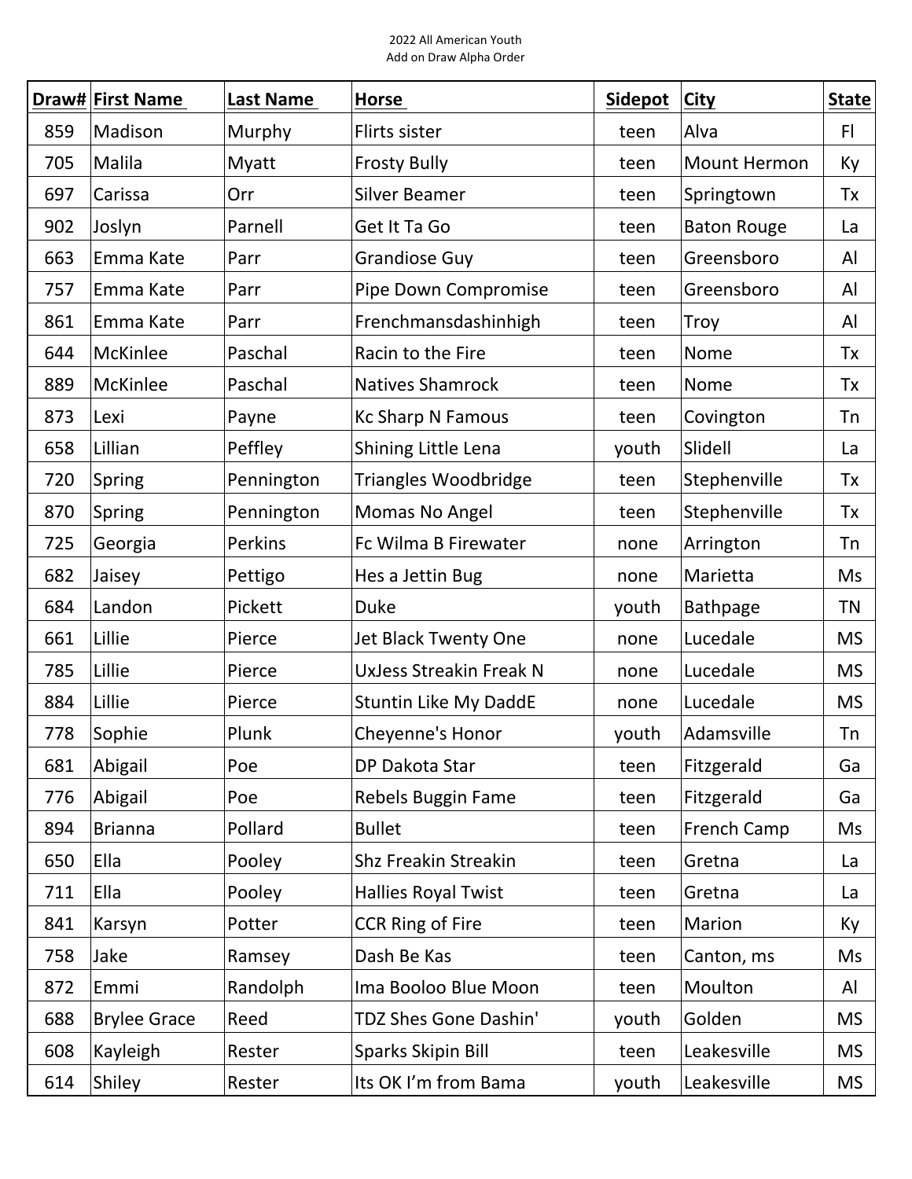2022 All American Youth
Add on Draw Alpha Order

| Draw# | First Name | Last Name | Horse | Sidepot | City | State |
|---|---|---|---|---|---|---|
| 859 | Madison | Murphy | Flirts sister | teen | Alva | Fl |
| 705 | Malila | Myatt | Frosty Bully | teen | Mount Hermon | Ky |
| 697 | Carissa | Orr | Silver Beamer | teen | Springtown | Tx |
| 902 | Joslyn | Parnell | Get It Ta Go | teen | Baton Rouge | La |
| 663 | Emma Kate | Parr | Grandiose Guy | teen | Greensboro | Al |
| 757 | Emma Kate | Parr | Pipe Down Compromise | teen | Greensboro | Al |
| 861 | Emma Kate | Parr | Frenchmansdashinhigh | teen | Troy | Al |
| 644 | McKinlee | Paschal | Racin to the Fire | teen | Nome | Tx |
| 889 | McKinlee | Paschal | Natives Shamrock | teen | Nome | Tx |
| 873 | Lexi | Payne | Kc Sharp N Famous | teen | Covington | Tn |
| 658 | Lillian | Peffley | Shining Little Lena | youth | Slidell | La |
| 720 | Spring | Pennington | Triangles Woodbridge | teen | Stephenville | Tx |
| 870 | Spring | Pennington | Momas No Angel | teen | Stephenville | Tx |
| 725 | Georgia | Perkins | Fc Wilma B Firewater | none | Arrington | Tn |
| 682 | Jaisey | Pettigo | Hes a Jettin Bug | none | Marietta | Ms |
| 684 | Landon | Pickett | Duke | youth | Bathpage | TN |
| 661 | Lillie | Pierce | Jet Black Twenty One | none | Lucedale | MS |
| 785 | Lillie | Pierce | UxJess Streakin Freak N | none | Lucedale | MS |
| 884 | Lillie | Pierce | Stuntin Like My DaddE | none | Lucedale | MS |
| 778 | Sophie | Plunk | Cheyenne's Honor | youth | Adamsville | Tn |
| 681 | Abigail | Poe | DP Dakota Star | teen | Fitzgerald | Ga |
| 776 | Abigail | Poe | Rebels Buggin Fame | teen | Fitzgerald | Ga |
| 894 | Brianna | Pollard | Bullet | teen | French Camp | Ms |
| 650 | Ella | Pooley | Shz Freakin Streakin | teen | Gretna | La |
| 711 | Ella | Pooley | Hallies Royal Twist | teen | Gretna | La |
| 841 | Karsyn | Potter | CCR Ring of Fire | teen | Marion | Ky |
| 758 | Jake | Ramsey | Dash Be Kas | teen | Canton, ms | Ms |
| 872 | Emmi | Randolph | Ima Booloo Blue Moon | teen | Moulton | Al |
| 688 | Brylee Grace | Reed | TDZ Shes Gone Dashin' | youth | Golden | MS |
| 608 | Kayleigh | Rester | Sparks Skipin Bill | teen | Leakesville | MS |
| 614 | Shiley | Rester | Its OK I'm from Bama | youth | Leakesville | MS |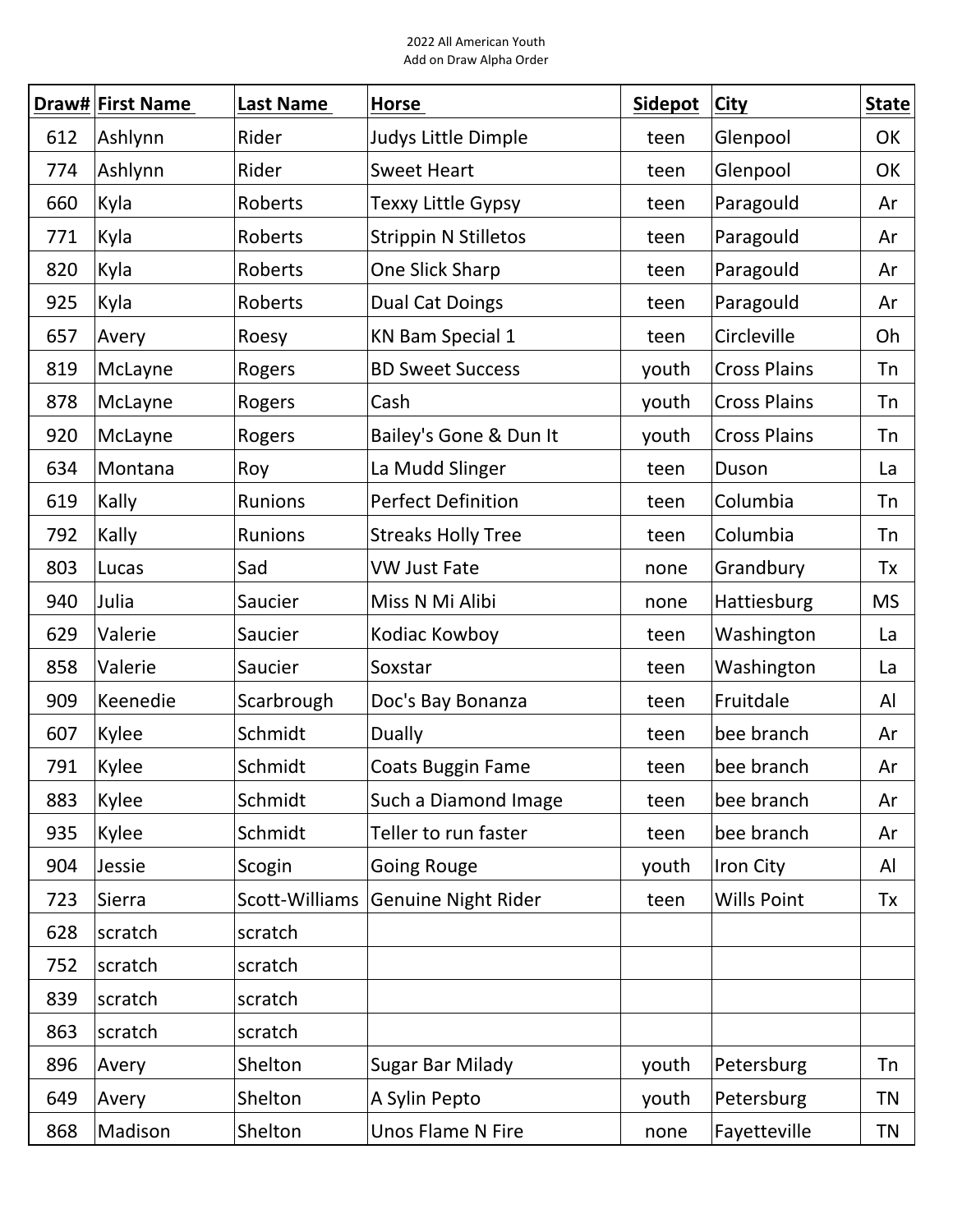2022 All American Youth
Add on Draw Alpha Order

| Draw# | First Name | Last Name | Horse | Sidepot | City | State |
|---|---|---|---|---|---|---|
| 612 | Ashlynn | Rider | Judys Little Dimple | teen | Glenpool | OK |
| 774 | Ashlynn | Rider | Sweet Heart | teen | Glenpool | OK |
| 660 | Kyla | Roberts | Texxy Little Gypsy | teen | Paragould | Ar |
| 771 | Kyla | Roberts | Strippin N Stilletos | teen | Paragould | Ar |
| 820 | Kyla | Roberts | One Slick Sharp | teen | Paragould | Ar |
| 925 | Kyla | Roberts | Dual Cat Doings | teen | Paragould | Ar |
| 657 | Avery | Roesy | KN Bam Special 1 | teen | Circleville | Oh |
| 819 | McLayne | Rogers | BD Sweet Success | youth | Cross Plains | Tn |
| 878 | McLayne | Rogers | Cash | youth | Cross Plains | Tn |
| 920 | McLayne | Rogers | Bailey's Gone & Dun It | youth | Cross Plains | Tn |
| 634 | Montana | Roy | La Mudd Slinger | teen | Duson | La |
| 619 | Kally | Runions | Perfect Definition | teen | Columbia | Tn |
| 792 | Kally | Runions | Streaks Holly Tree | teen | Columbia | Tn |
| 803 | Lucas | Sad | VW Just Fate | none | Grandbury | Tx |
| 940 | Julia | Saucier | Miss N Mi Alibi | none | Hattiesburg | MS |
| 629 | Valerie | Saucier | Kodiac Kowboy | teen | Washington | La |
| 858 | Valerie | Saucier | Soxstar | teen | Washington | La |
| 909 | Keenedie | Scarbrough | Doc's Bay Bonanza | teen | Fruitdale | Al |
| 607 | Kylee | Schmidt | Dually | teen | bee branch | Ar |
| 791 | Kylee | Schmidt | Coats Buggin Fame | teen | bee branch | Ar |
| 883 | Kylee | Schmidt | Such a Diamond Image | teen | bee branch | Ar |
| 935 | Kylee | Schmidt | Teller to run faster | teen | bee branch | Ar |
| 904 | Jessie | Scogin | Going Rouge | youth | Iron City | Al |
| 723 | Sierra | Scott-Williams | Genuine Night Rider | teen | Wills Point | Tx |
| 628 | scratch | scratch | | | | |
| 752 | scratch | scratch | | | | |
| 839 | scratch | scratch | | | | |
| 863 | scratch | scratch | | | | |
| 896 | Avery | Shelton | Sugar Bar Milady | youth | Petersburg | Tn |
| 649 | Avery | Shelton | A Sylin Pepto | youth | Petersburg | TN |
| 868 | Madison | Shelton | Unos Flame N Fire | none | Fayetteville | TN |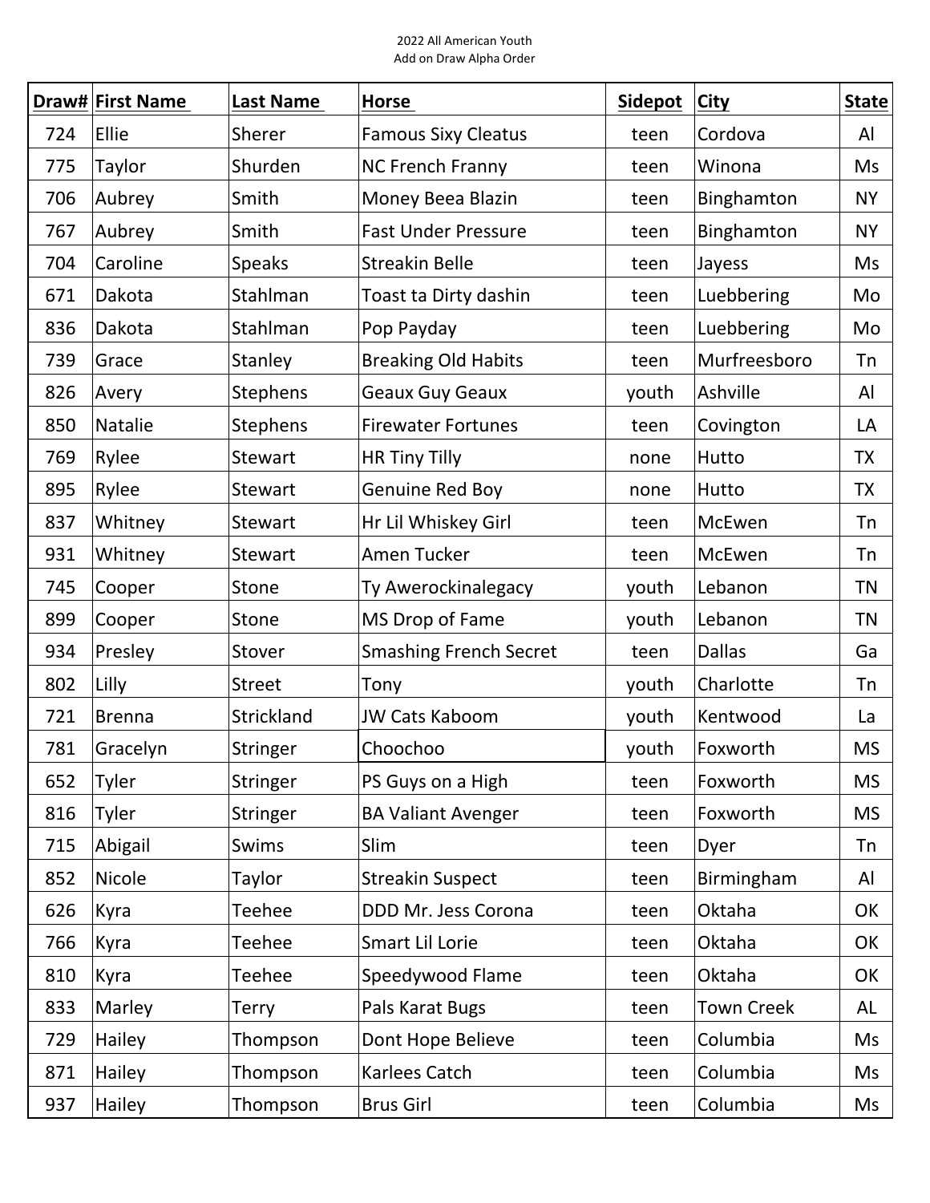2022 All American Youth
Add on Draw Alpha Order

| Draw# | First Name | Last Name | Horse | Sidepot | City | State |
|---|---|---|---|---|---|---|
| 724 | Ellie | Sherer | Famous Sixy Cleatus | teen | Cordova | Al |
| 775 | Taylor | Shurden | NC French Franny | teen | Winona | Ms |
| 706 | Aubrey | Smith | Money Beea Blazin | teen | Binghamton | NY |
| 767 | Aubrey | Smith | Fast Under Pressure | teen | Binghamton | NY |
| 704 | Caroline | Speaks | Streakin Belle | teen | Jayess | Ms |
| 671 | Dakota | Stahlman | Toast ta Dirty dashin | teen | Luebbering | Mo |
| 836 | Dakota | Stahlman | Pop Payday | teen | Luebbering | Mo |
| 739 | Grace | Stanley | Breaking Old Habits | teen | Murfreesboro | Tn |
| 826 | Avery | Stephens | Geaux Guy Geaux | youth | Ashville | Al |
| 850 | Natalie | Stephens | Firewater Fortunes | teen | Covington | LA |
| 769 | Rylee | Stewart | HR Tiny Tilly | none | Hutto | TX |
| 895 | Rylee | Stewart | Genuine Red Boy | none | Hutto | TX |
| 837 | Whitney | Stewart | Hr Lil Whiskey Girl | teen | McEwen | Tn |
| 931 | Whitney | Stewart | Amen Tucker | teen | McEwen | Tn |
| 745 | Cooper | Stone | Ty Awerockinalegacy | youth | Lebanon | TN |
| 899 | Cooper | Stone | MS Drop of Fame | youth | Lebanon | TN |
| 934 | Presley | Stover | Smashing French Secret | teen | Dallas | Ga |
| 802 | Lilly | Street | Tony | youth | Charlotte | Tn |
| 721 | Brenna | Strickland | JW Cats Kaboom | youth | Kentwood | La |
| 781 | Gracelyn | Stringer | Choochoo | youth | Foxworth | MS |
| 652 | Tyler | Stringer | PS Guys on a High | teen | Foxworth | MS |
| 816 | Tyler | Stringer | BA Valiant Avenger | teen | Foxworth | MS |
| 715 | Abigail | Swims | Slim | teen | Dyer | Tn |
| 852 | Nicole | Taylor | Streakin Suspect | teen | Birmingham | Al |
| 626 | Kyra | Teehee | DDD Mr. Jess Corona | teen | Oktaha | OK |
| 766 | Kyra | Teehee | Smart Lil Lorie | teen | Oktaha | OK |
| 810 | Kyra | Teehee | Speedywood Flame | teen | Oktaha | OK |
| 833 | Marley | Terry | Pals Karat Bugs | teen | Town Creek | AL |
| 729 | Hailey | Thompson | Dont Hope Believe | teen | Columbia | Ms |
| 871 | Hailey | Thompson | Karlees Catch | teen | Columbia | Ms |
| 937 | Hailey | Thompson | Brus Girl | teen | Columbia | Ms |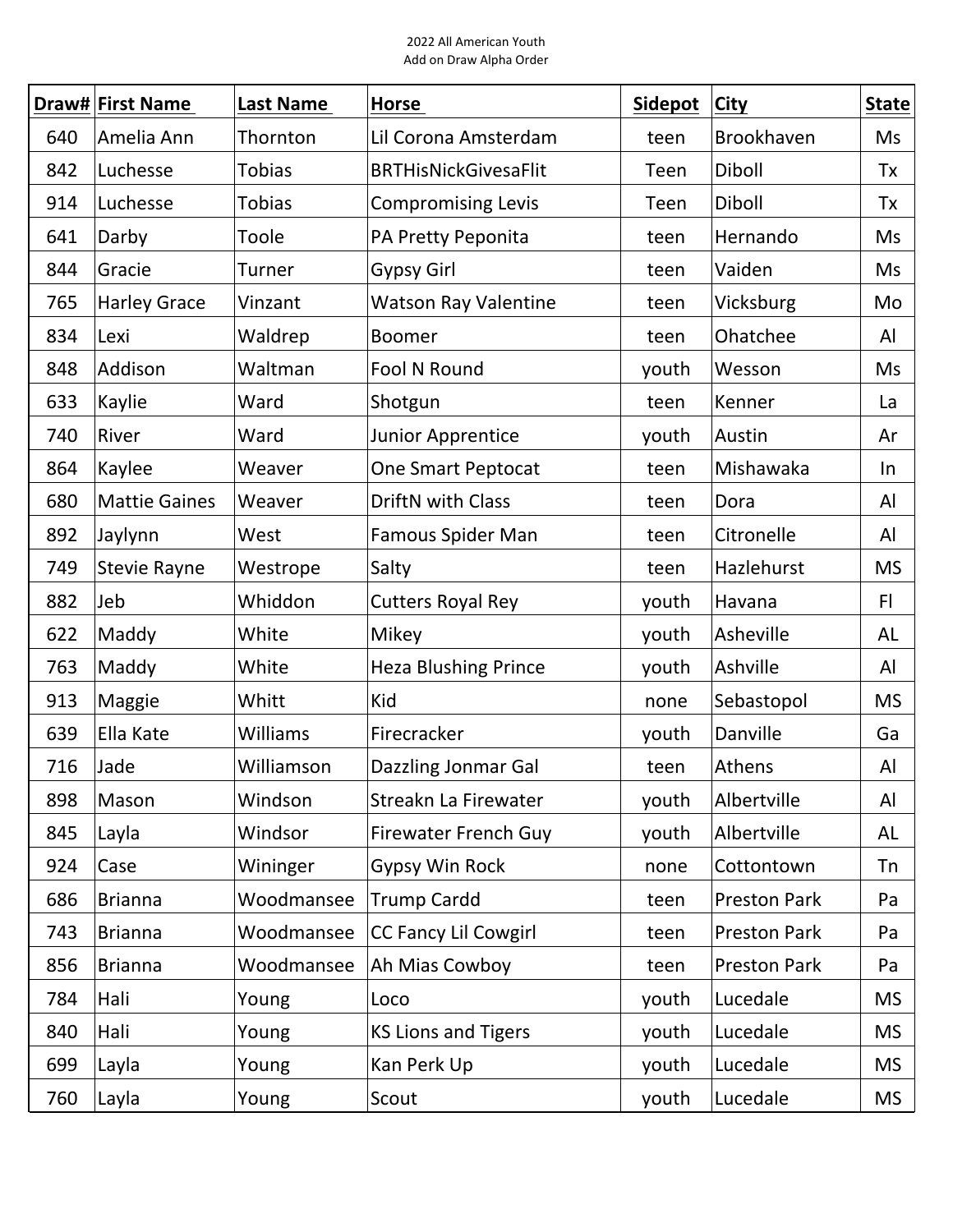2022 All American Youth
Add on Draw Alpha Order

| Draw# | First Name | Last Name | Horse | Sidepot | City | State |
|---|---|---|---|---|---|---|
| 640 | Amelia Ann | Thornton | Lil Corona Amsterdam | teen | Brookhaven | Ms |
| 842 | Luchesse | Tobias | BRTHisNickGivesaFlit | Teen | Diboll | Tx |
| 914 | Luchesse | Tobias | Compromising Levis | Teen | Diboll | Tx |
| 641 | Darby | Toole | PA Pretty Peponita | teen | Hernando | Ms |
| 844 | Gracie | Turner | Gypsy Girl | teen | Vaiden | Ms |
| 765 | Harley Grace | Vinzant | Watson Ray Valentine | teen | Vicksburg | Mo |
| 834 | Lexi | Waldrep | Boomer | teen | Ohatchee | Al |
| 848 | Addison | Waltman | Fool N Round | youth | Wesson | Ms |
| 633 | Kaylie | Ward | Shotgun | teen | Kenner | La |
| 740 | River | Ward | Junior Apprentice | youth | Austin | Ar |
| 864 | Kaylee | Weaver | One Smart Peptocat | teen | Mishawaka | In |
| 680 | Mattie Gaines | Weaver | DriftN with Class | teen | Dora | Al |
| 892 | Jaylynn | West | Famous Spider Man | teen | Citronelle | Al |
| 749 | Stevie Rayne | Westrope | Salty | teen | Hazlehurst | MS |
| 882 | Jeb | Whiddon | Cutters Royal Rey | youth | Havana | Fl |
| 622 | Maddy | White | Mikey | youth | Asheville | AL |
| 763 | Maddy | White | Heza Blushing Prince | youth | Ashville | Al |
| 913 | Maggie | Whitt | Kid | none | Sebastopol | MS |
| 639 | Ella Kate | Williams | Firecracker | youth | Danville | Ga |
| 716 | Jade | Williamson | Dazzling Jonmar Gal | teen | Athens | Al |
| 898 | Mason | Windson | Streakn La Firewater | youth | Albertville | Al |
| 845 | Layla | Windsor | Firewater French Guy | youth | Albertville | AL |
| 924 | Case | Wininger | Gypsy Win Rock | none | Cottontown | Tn |
| 686 | Brianna | Woodmansee | Trump Cardd | teen | Preston Park | Pa |
| 743 | Brianna | Woodmansee | CC Fancy Lil Cowgirl | teen | Preston Park | Pa |
| 856 | Brianna | Woodmansee | Ah Mias Cowboy | teen | Preston Park | Pa |
| 784 | Hali | Young | Loco | youth | Lucedale | MS |
| 840 | Hali | Young | KS Lions and Tigers | youth | Lucedale | MS |
| 699 | Layla | Young | Kan Perk Up | youth | Lucedale | MS |
| 760 | Layla | Young | Scout | youth | Lucedale | MS |